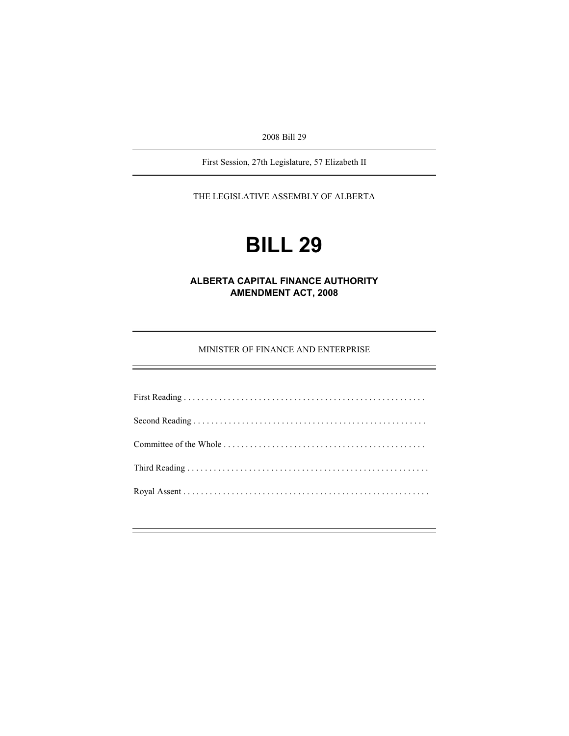2008 Bill 29

---

First Session, 27th Legislature, 57 Elizabeth II

---

THE LEGISLATIVE ASSEMBLY OF ALBERTA

# BILL 29

## ALBERTA CAPITAL FINANCE AUTHORITY AMENDMENT ACT, 2008

---

MINISTER OF FINANCE AND ENTERPRISE

---

First Reading . . . . . . . . . . . . . . . . . . . . . . . . . . . . . . . . . . . . . . . . . . . . . . . . . . . . . .

Second Reading . . . . . . . . . . . . . . . . . . . . . . . . . . . . . . . . . . . . . . . . . . . . . . . . . . . .

Committee of the Whole . . . . . . . . . . . . . . . . . . . . . . . . . . . . . . . . . . . . . . . . . . . . .

Third Reading . . . . . . . . . . . . . . . . . . . . . . . . . . . . . . . . . . . . . . . . . . . . . . . . . . . . . .

Royal Assent . . . . . . . . . . . . . . . . . . . . . . . . . . . . . . . . . . . . . . . . . . . . . . . . . . . . . . .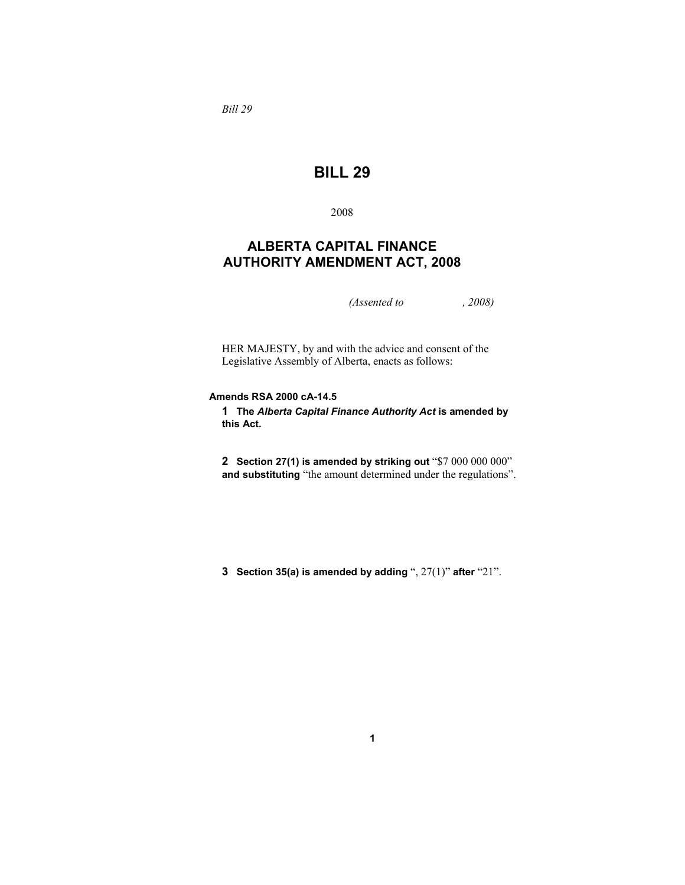*Bill 29*

# BILL 29

2008

## ALBERTA CAPITAL FINANCE AUTHORITY AMENDMENT ACT, 2008

*(Assented to , 2008)*

HER MAJESTY, by and with the advice and consent of the Legislative Assembly of Alberta, enacts as follows:

**Amends RSA 2000 cA-14.5**

**1 The *Alberta Capital Finance Authority Act* is amended by this Act.**

**2 Section 27(1) is amended by striking out** "$7 000 000 000" **and substituting** "the amount determined under the regulations".

**3 Section 35(a) is amended by adding** ", 27(1)" **after** "21".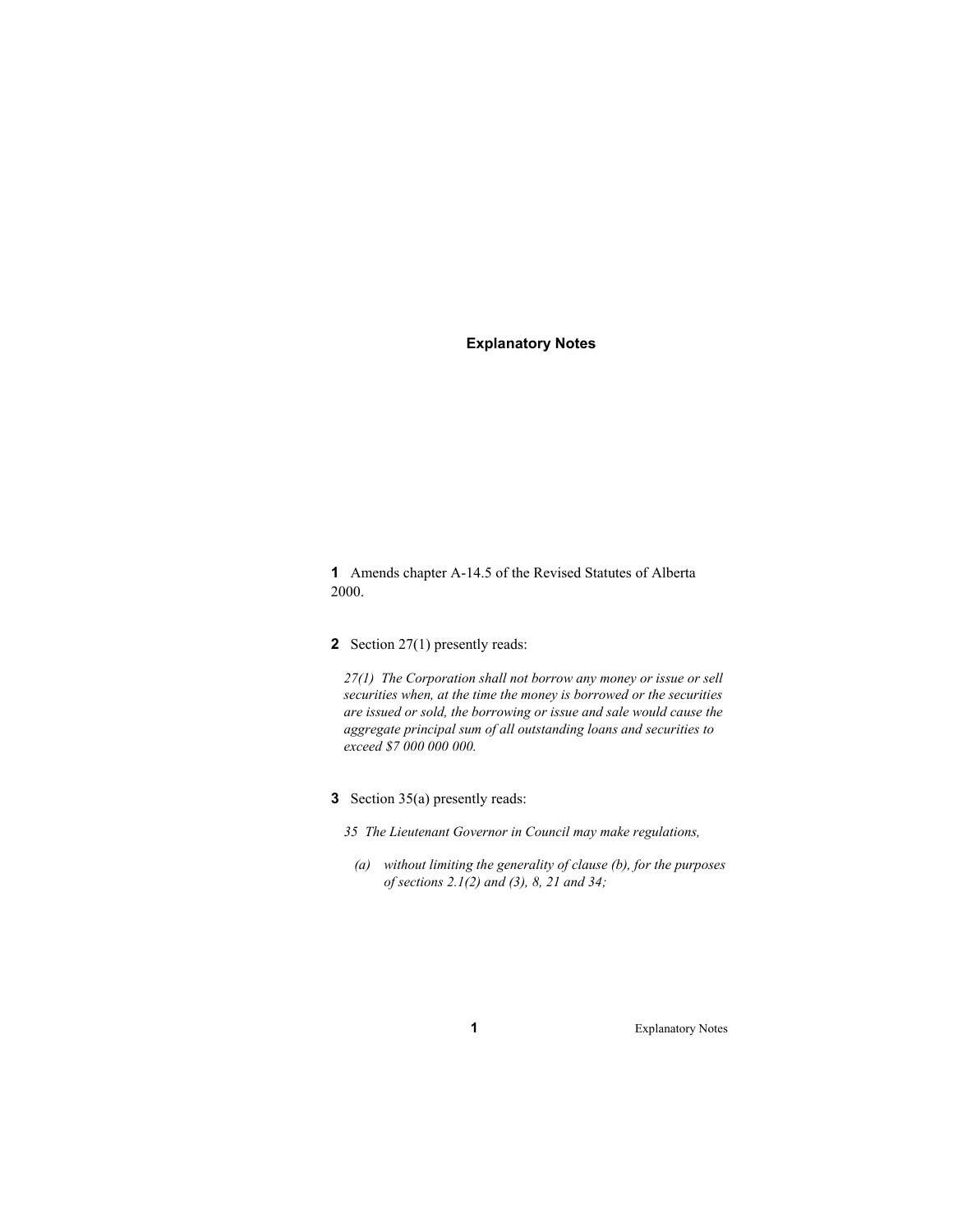## Explanatory Notes

**1** Amends chapter A-14.5 of the Revised Statutes of Alberta 2000.

**2** Section 27(1) presently reads:

*27(1) The Corporation shall not borrow any money or issue or sell securities when, at the time the money is borrowed or the securities are issued or sold, the borrowing or issue and sale would cause the aggregate principal sum of all outstanding loans and securities to exceed $7 000 000 000.*

**3** Section 35(a) presently reads:

*35 The Lieutenant Governor in Council may make regulations,*

*(a) without limiting the generality of clause (b), for the purposes of sections 2.1(2) and (3), 8, 21 and 34;*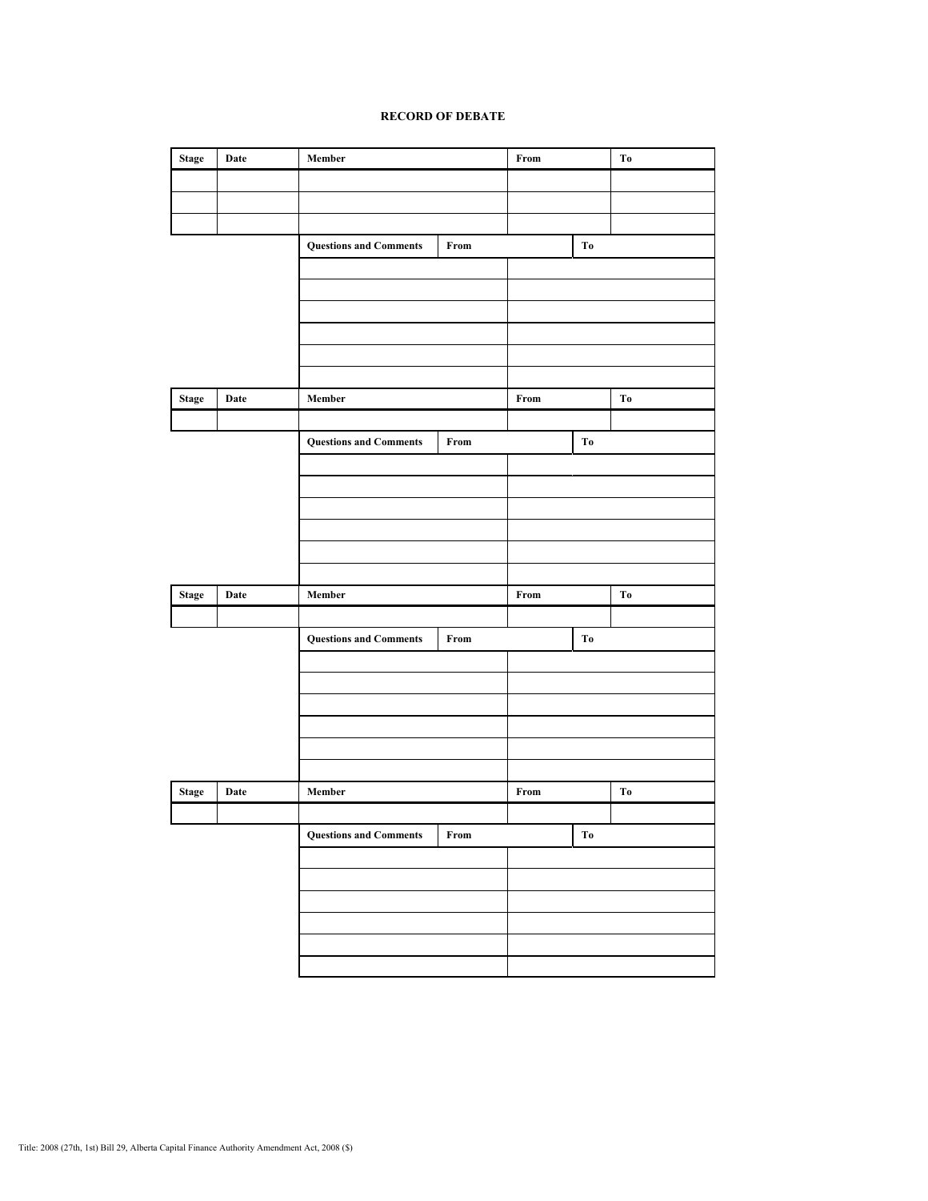**RECORD OF DEBATE**

| Stage | Date | Member | From | To |
|---|---|---|---|---|
| | | | | |
| | | | | |
| | | | | |

| Questions and Comments From | To |
|---|---|
| | |
| | |
| | |
| | |
| | |
| | |

| Stage | Date | Member | From | To |
|---|---|---|---|---|
| | | | | |

| Questions and Comments From | To |
|---|---|
| | |
| | |
| | |
| | |
| | |
| | |

| Stage | Date | Member | From | To |
|---|---|---|---|---|
| | | | | |

| Questions and Comments From | To |
|---|---|
| | |
| | |
| | |
| | |
| | |
| | |

| Stage | Date | Member | From | To |
|---|---|---|---|---|
| | | | | |

| Questions and Comments From | To |
|---|---|
| | |
| | |
| | |
| | |
| | |
| | |

Title: 2008 (27th, 1st) Bill 29, Alberta Capital Finance Authority Amendment Act, 2008 ($)